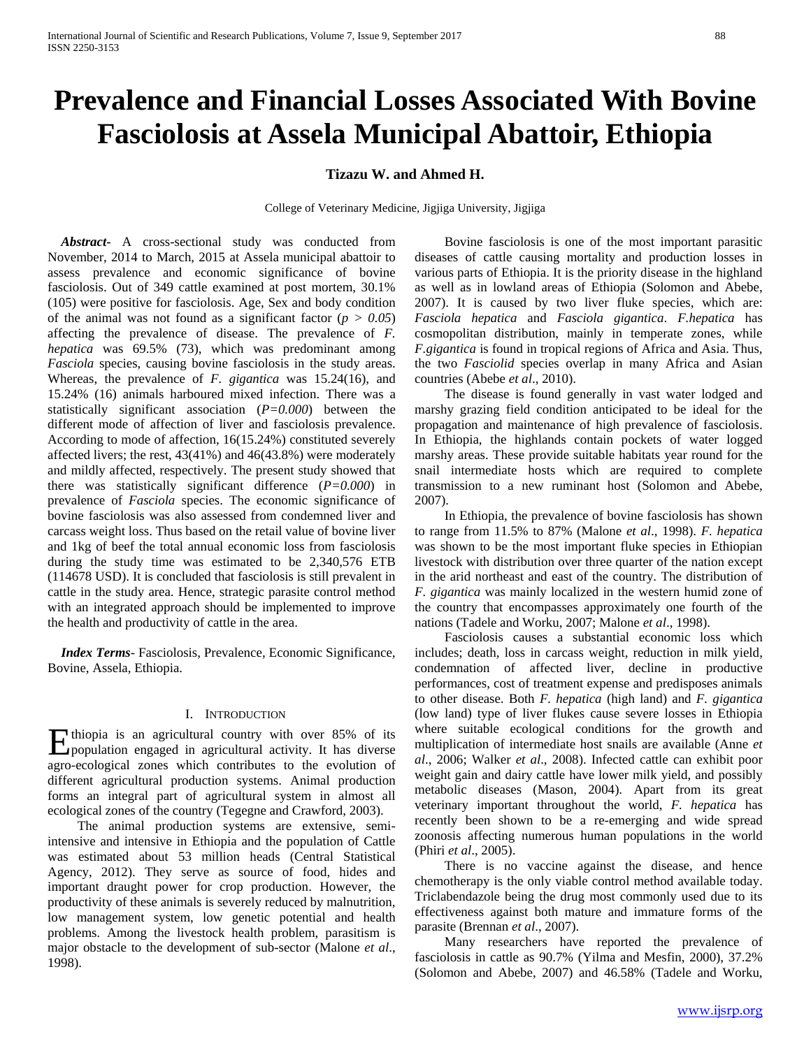# Prevalence and Financial Losses Associated With Bovine Fasciolosis at Assela Municipal Abattoir, Ethiopia

**Tizazu W. and Ahmed H.**

College of Veterinary Medicine, Jigjiga University, Jigjiga

***Abstract***- A cross-sectional study was conducted from November, 2014 to March, 2015 at Assela municipal abattoir to assess prevalence and economic significance of bovine fasciolosis. Out of 349 cattle examined at post mortem, 30.1% (105) were positive for fasciolosis. Age, Sex and body condition of the animal was not found as a significant factor ($p > 0.05$) affecting the prevalence of disease. The prevalence of *F. hepatica* was 69.5% (73), which was predominant among *Fasciola* species, causing bovine fasciolosis in the study areas. Whereas, the prevalence of *F. gigantica* was 15.24(16), and 15.24% (16) animals harboured mixed infection. There was a statistically significant association ($P=0.000$) between the different mode of affection of liver and fasciolosis prevalence. According to mode of affection, 16(15.24%) constituted severely affected livers; the rest, 43(41%) and 46(43.8%) were moderately and mildly affected, respectively. The present study showed that there was statistically significant difference ($P=0.000$) in prevalence of *Fasciola* species. The economic significance of bovine fasciolosis was also assessed from condemned liver and carcass weight loss. Thus based on the retail value of bovine liver and 1kg of beef the total annual economic loss from fasciolosis during the study time was estimated to be 2,340,576 ETB (114678 USD). It is concluded that fasciolosis is still prevalent in cattle in the study area. Hence, strategic parasite control method with an integrated approach should be implemented to improve the health and productivity of cattle in the area.

***Index Terms***- Fasciolosis, Prevalence, Economic Significance, Bovine, Assela, Ethiopia.

## I. Introduction

Ethiopia is an agricultural country with over 85% of its population engaged in agricultural activity. It has diverse agro-ecological zones which contributes to the evolution of different agricultural production systems. Animal production forms an integral part of agricultural system in almost all ecological zones of the country (Tegegne and Crawford, 2003).

The animal production systems are extensive, semi-intensive and intensive in Ethiopia and the population of Cattle was estimated about 53 million heads (Central Statistical Agency, 2012). They serve as source of food, hides and important draught power for crop production. However, the productivity of these animals is severely reduced by malnutrition, low management system, low genetic potential and health problems. Among the livestock health problem, parasitism is major obstacle to the development of sub-sector (Malone *et al*., 1998).

Bovine fasciolosis is one of the most important parasitic diseases of cattle causing mortality and production losses in various parts of Ethiopia. It is the priority disease in the highland as well as in lowland areas of Ethiopia (Solomon and Abebe, 2007). It is caused by two liver fluke species, which are: *Fasciola hepatica* and *Fasciola gigantica*. *F.hepatica* has cosmopolitan distribution, mainly in temperate zones, while *F.gigantica* is found in tropical regions of Africa and Asia. Thus, the two *Fasciolid* species overlap in many Africa and Asian countries (Abebe *et al*., 2010).

The disease is found generally in vast water lodged and marshy grazing field condition anticipated to be ideal for the propagation and maintenance of high prevalence of fasciolosis. In Ethiopia, the highlands contain pockets of water logged marshy areas. These provide suitable habitats year round for the snail intermediate hosts which are required to complete transmission to a new ruminant host (Solomon and Abebe, 2007).

In Ethiopia, the prevalence of bovine fasciolosis has shown to range from 11.5% to 87% (Malone *et al*., 1998). *F. hepatica* was shown to be the most important fluke species in Ethiopian livestock with distribution over three quarter of the nation except in the arid northeast and east of the country. The distribution of *F. gigantica* was mainly localized in the western humid zone of the country that encompasses approximately one fourth of the nations (Tadele and Worku, 2007; Malone *et al*., 1998).

Fasciolosis causes a substantial economic loss which includes; death, loss in carcass weight, reduction in milk yield, condemnation of affected liver, decline in productive performances, cost of treatment expense and predisposes animals to other disease. Both *F. hepatica* (high land) and *F. gigantica* (low land) type of liver flukes cause severe losses in Ethiopia where suitable ecological conditions for the growth and multiplication of intermediate host snails are available (Anne *et al*., 2006; Walker *et al*., 2008). Infected cattle can exhibit poor weight gain and dairy cattle have lower milk yield, and possibly metabolic diseases (Mason, 2004). Apart from its great veterinary important throughout the world, *F. hepatica* has recently been shown to be a re-emerging and wide spread zoonosis affecting numerous human populations in the world (Phiri *et al*., 2005).

There is no vaccine against the disease, and hence chemotherapy is the only viable control method available today. Triclabendazole being the drug most commonly used due to its effectiveness against both mature and immature forms of the parasite (Brennan *et al*., 2007).

Many researchers have reported the prevalence of fasciolosis in cattle as 90.7% (Yilma and Mesfin, 2000), 37.2% (Solomon and Abebe, 2007) and 46.58% (Tadele and Worku,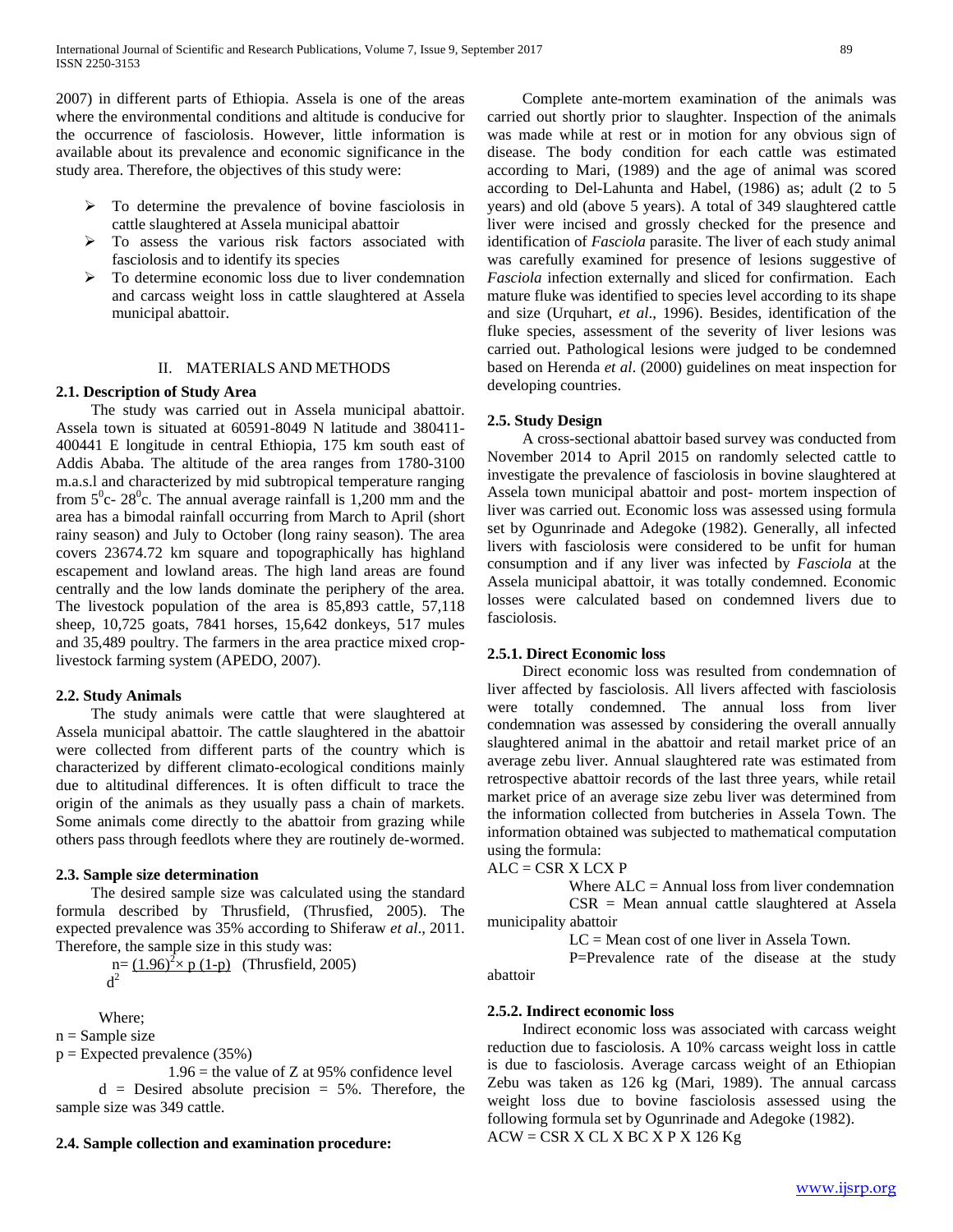2007) in different parts of Ethiopia. Assela is one of the areas where the environmental conditions and altitude is conducive for the occurrence of fasciolosis. However, little information is available about its prevalence and economic significance in the study area. Therefore, the objectives of this study were:

- To determine the prevalence of bovine fasciolosis in cattle slaughtered at Assela municipal abattoir
- To assess the various risk factors associated with fasciolosis and to identify its species
- To determine economic loss due to liver condemnation and carcass weight loss in cattle slaughtered at Assela municipal abattoir.

## II. MATERIALS AND METHODS

### 2.1. Description of Study Area

The study was carried out in Assela municipal abattoir. Assela town is situated at 60591-8049 N latitude and 380411-400441 E longitude in central Ethiopia, 175 km south east of Addis Ababa. The altitude of the area ranges from 1780-3100 m.a.s.l and characterized by mid subtropical temperature ranging from $5^0$c- $28^0$c. The annual average rainfall is 1,200 mm and the area has a bimodal rainfall occurring from March to April (short rainy season) and July to October (long rainy season). The area covers 23674.72 km square and topographically has highland escapement and lowland areas. The high land areas are found centrally and the low lands dominate the periphery of the area. The livestock population of the area is 85,893 cattle, 57,118 sheep, 10,725 goats, 7841 horses, 15,642 donkeys, 517 mules and 35,489 poultry. The farmers in the area practice mixed crop-livestock farming system (APEDO, 2007).

### 2.2. Study Animals

The study animals were cattle that were slaughtered at Assela municipal abattoir. The cattle slaughtered in the abattoir were collected from different parts of the country which is characterized by different climato-ecological conditions mainly due to altitudinal differences. It is often difficult to trace the origin of the animals as they usually pass a chain of markets. Some animals come directly to the abattoir from grazing while others pass through feedlots where they are routinely de-wormed.

### 2.3. Sample size determination

The desired sample size was calculated using the standard formula described by Thrusfield, (Thrusfied, 2005). The expected prevalence was 35% according to Shiferaw *et al*., 2011. Therefore, the sample size in this study was:

$$n = \frac{(1.96)^2 \times p\,(1-p)}{d^2} \quad \text{(Thrusfield, 2005)}$$

Where;
n = Sample size
p = Expected prevalence (35%)
1.96 = the value of Z at 95% confidence level
d = Desired absolute precision = 5%. Therefore, the sample size was 349 cattle.

### 2.4. Sample collection and examination procedure:

Complete ante-mortem examination of the animals was carried out shortly prior to slaughter. Inspection of the animals was made while at rest or in motion for any obvious sign of disease. The body condition for each cattle was estimated according to Mari, (1989) and the age of animal was scored according to Del-Lahunta and Habel, (1986) as; adult (2 to 5 years) and old (above 5 years). A total of 349 slaughtered cattle liver were incised and grossly checked for the presence and identification of *Fasciola* parasite. The liver of each study animal was carefully examined for presence of lesions suggestive of *Fasciola* infection externally and sliced for confirmation. Each mature fluke was identified to species level according to its shape and size (Urquhart, *et al*., 1996). Besides, identification of the fluke species, assessment of the severity of liver lesions was carried out. Pathological lesions were judged to be condemned based on Herenda *et al*. (2000) guidelines on meat inspection for developing countries.

### 2.5. Study Design

A cross-sectional abattoir based survey was conducted from November 2014 to April 2015 on randomly selected cattle to investigate the prevalence of fasciolosis in bovine slaughtered at Assela town municipal abattoir and post- mortem inspection of liver was carried out. Economic loss was assessed using formula set by Ogunrinade and Adegoke (1982). Generally, all infected livers with fasciolosis were considered to be unfit for human consumption and if any liver was infected by *Fasciola* at the Assela municipal abattoir, it was totally condemned. Economic losses were calculated based on condemned livers due to fasciolosis.

#### 2.5.1. Direct Economic loss

Direct economic loss was resulted from condemnation of liver affected by fasciolosis. All livers affected with fasciolosis were totally condemned. The annual loss from liver condemnation was assessed by considering the overall annually slaughtered animal in the abattoir and retail market price of an average zebu liver. Annual slaughtered rate was estimated from retrospective abattoir records of the last three years, while retail market price of an average size zebu liver was determined from the information collected from butcheries in Assela Town. The information obtained was subjected to mathematical computation using the formula:

ALC = CSR X LCX P

Where ALC = Annual loss from liver condemnation
CSR = Mean annual cattle slaughtered at Assela municipality abattoir
LC = Mean cost of one liver in Assela Town.
P=Prevalence rate of the disease at the study abattoir

#### 2.5.2. Indirect economic loss

Indirect economic loss was associated with carcass weight reduction due to fasciolosis. A 10% carcass weight loss in cattle is due to fasciolosis. Average carcass weight of an Ethiopian Zebu was taken as 126 kg (Mari, 1989). The annual carcass weight loss due to bovine fasciolosis assessed using the following formula set by Ogunrinade and Adegoke (1982).

ACW = CSR X CL X BC X P X 126 Kg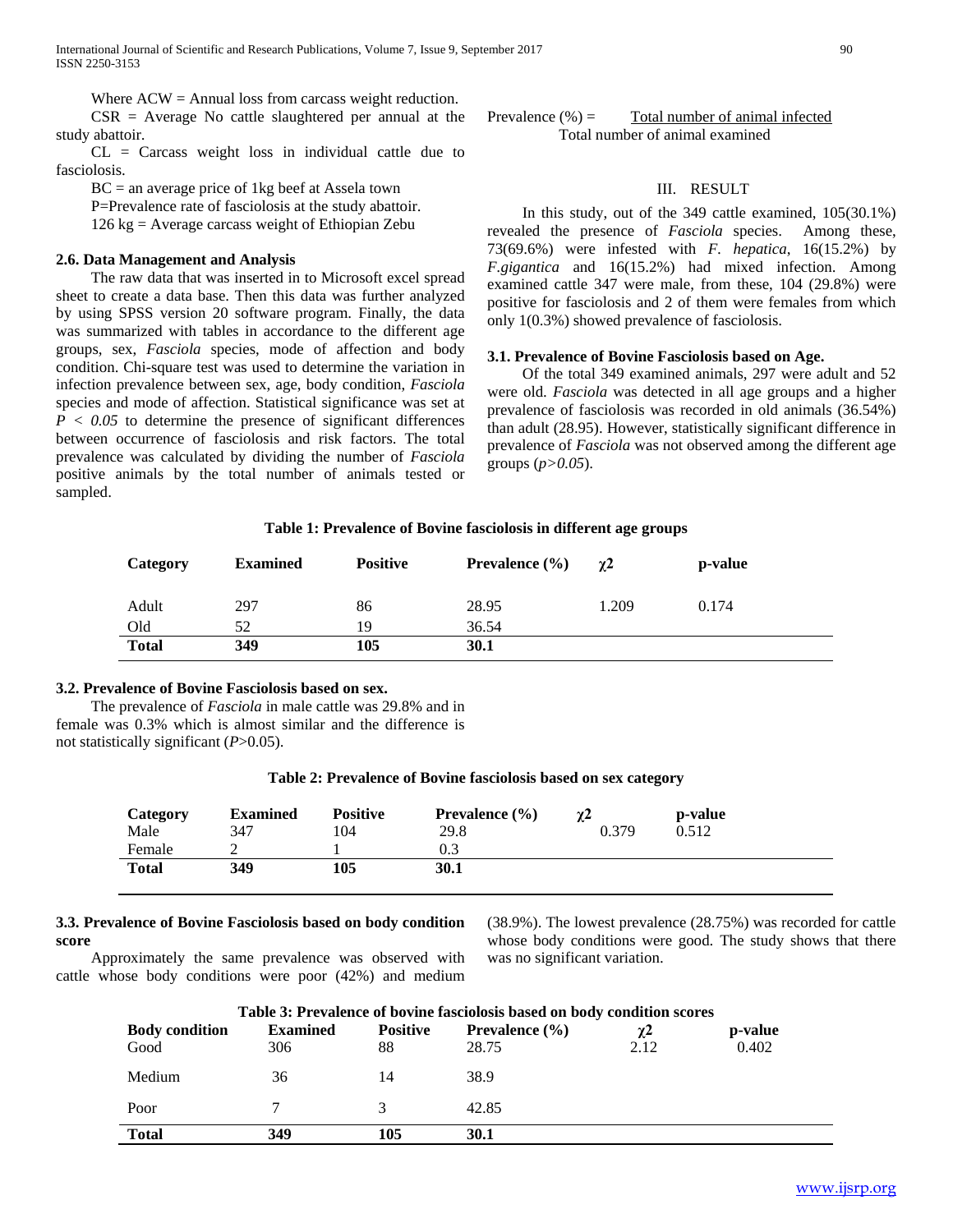Where ACW = Annual loss from carcass weight reduction.

CSR = Average No cattle slaughtered per annual at the study abattoir.

CL = Carcass weight loss in individual cattle due to fasciolosis.

BC = an average price of 1kg beef at Assela town

P=Prevalence rate of fasciolosis at the study abattoir.

126 kg = Average carcass weight of Ethiopian Zebu

### 2.6. Data Management and Analysis

The raw data that was inserted in to Microsoft excel spread sheet to create a data base. Then this data was further analyzed by using SPSS version 20 software program. Finally, the data was summarized with tables in accordance to the different age groups, sex, *Fasciola* species, mode of affection and body condition. Chi-square test was used to determine the variation in infection prevalence between sex, age, body condition, *Fasciola* species and mode of affection. Statistical significance was set at $P < 0.05$ to determine the presence of significant differences between occurrence of fasciolosis and risk factors. The total prevalence was calculated by dividing the number of *Fasciola* positive animals by the total number of animals tested or sampled.

$$\text{Prevalence (\%)} = \frac{\text{Total number of animal infected}}{\text{Total number of animal examined}}$$

## III. RESULT

In this study, out of the 349 cattle examined, 105(30.1%) revealed the presence of *Fasciola* species. Among these, 73(69.6%) were infested with *F. hepatica*, 16(15.2%) by *F.gigantica* and 16(15.2%) had mixed infection. Among examined cattle 347 were male, from these, 104 (29.8%) were positive for fasciolosis and 2 of them were females from which only 1(0.3%) showed prevalence of fasciolosis.

### 3.1. Prevalence of Bovine Fasciolosis based on Age.

Of the total 349 examined animals, 297 were adult and 52 were old. *Fasciola* was detected in all age groups and a higher prevalence of fasciolosis was recorded in old animals (36.54%) than adult (28.95). However, statistically significant difference in prevalence of *Fasciola* was not observed among the different age groups ($p>0.05$).

**Table 1: Prevalence of Bovine fasciolosis in different age groups**

| Category | Examined | Positive | Prevalence (%) | $\chi^2$ | p-value |
|---|---|---|---|---|---|
| Adult | 297 | 86 | 28.95 | 1.209 | 0.174 |
| Old | 52 | 19 | 36.54 | | |
| **Total** | **349** | **105** | **30.1** | | |

### 3.2. Prevalence of Bovine Fasciolosis based on sex.

The prevalence of *Fasciola* in male cattle was 29.8% and in female was 0.3% which is almost similar and the difference is not statistically significant ($P>0.05$).

**Table 2: Prevalence of Bovine fasciolosis based on sex category**

| Category | Examined | Positive | Prevalence (%) | $\chi^2$ | p-value |
|---|---|---|---|---|---|
| Male | 347 | 104 | 29.8 | 0.379 | 0.512 |
| Female | 2 | 1 | 0.3 | | |
| **Total** | **349** | **105** | **30.1** | | |

### 3.3. Prevalence of Bovine Fasciolosis based on body condition score

Approximately the same prevalence was observed with cattle whose body conditions were poor (42%) and medium (38.9%). The lowest prevalence (28.75%) was recorded for cattle whose body conditions were good. The study shows that there was no significant variation.

**Table 3: Prevalence of bovine fasciolosis based on body condition scores**

| Body condition | Examined | Positive | Prevalence (%) | $\chi^2$ | p-value |
|---|---|---|---|---|---|
| Good | 306 | 88 | 28.75 | 2.12 | 0.402 |
| Medium | 36 | 14 | 38.9 | | |
| Poor | 7 | 3 | 42.85 | | |
| **Total** | **349** | **105** | **30.1** | | |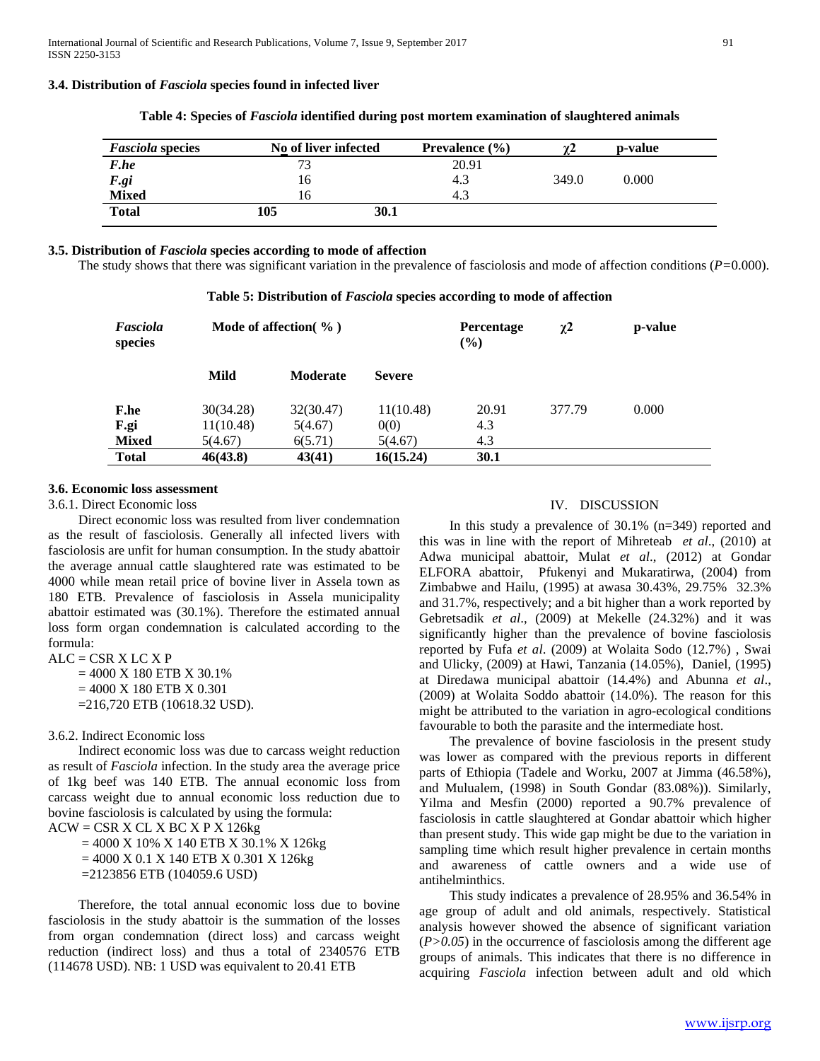### 3.4. Distribution of *Fasciola* species found in infected liver

**Table 4: Species of *Fasciola* identified during post mortem examination of slaughtered animals**

| *Fasciola* species | No of liver infected | Prevalence (%) | χ2 | p-value |
|---|---|---|---|---|
| ***F.he*** | 73 | 20.91 | | |
| ***F.gi*** | 16 | 4.3 | 349.0 | 0.000 |
| **Mixed** | 16 | 4.3 | | |
| **Total** | **105** | **30.1** | | |

### 3.5. Distribution of *Fasciola* species according to mode of affection

The study shows that there was significant variation in the prevalence of fasciolosis and mode of affection conditions ($P=0.000$).

**Table 5: Distribution of *Fasciola* species according to mode of affection**

| *Fasciola* species | Mode of affection( % ) | | | Percentage (%) | χ2 | p-value |
|---|---|---|---|---|---|---|
| | **Mild** | **Moderate** | **Severe** | | | |
| **F.he** | 30(34.28) | 32(30.47) | 11(10.48) | 20.91 | 377.79 | 0.000 |
| **F.gi** | 11(10.48) | 5(4.67) | 0(0) | 4.3 | | |
| **Mixed** | 5(4.67) | 6(5.71) | 5(4.67) | 4.3 | | |
| **Total** | **46(43.8)** | **43(41)** | **16(15.24)** | **30.1** | | |

### 3.6. Economic loss assessment

3.6.1. Direct Economic loss

Direct economic loss was resulted from liver condemnation as the result of fasciolosis. Generally all infected livers with fasciolosis are unfit for human consumption. In the study abattoir the average annual cattle slaughtered rate was estimated to be 4000 while mean retail price of bovine liver in Assela town as 180 ETB. Prevalence of fasciolosis in Assela municipality abattoir estimated was (30.1%). Therefore the estimated annual loss form organ condemnation is calculated according to the formula:

ALC = CSR X LC X P
= 4000 X 180 ETB X 30.1%
= 4000 X 180 ETB X 0.301
=216,720 ETB (10618.32 USD).

3.6.2. Indirect Economic loss

Indirect economic loss was due to carcass weight reduction as result of *Fasciola* infection. In the study area the average price of 1kg beef was 140 ETB. The annual economic loss from carcass weight due to annual economic loss reduction due to bovine fasciolosis is calculated by using the formula:

ACW = CSR X CL X BC X P X 126kg
= 4000 X 10% X 140 ETB X 30.1% X 126kg
= 4000 X 0.1 X 140 ETB X 0.301 X 126kg
=2123856 ETB (104059.6 USD)

Therefore, the total annual economic loss due to bovine fasciolosis in the study abattoir is the summation of the losses from organ condemnation (direct loss) and carcass weight reduction (indirect loss) and thus a total of 2340576 ETB (114678 USD). NB: 1 USD was equivalent to 20.41 ETB

## IV. DISCUSSION

In this study a prevalence of 30.1% (n=349) reported and this was in line with the report of Mihreteab *et al*., (2010) at Adwa municipal abattoir, Mulat *et al*., (2012) at Gondar ELFORA abattoir, Pfukenyi and Mukaratirwa, (2004) from Zimbabwe and Hailu, (1995) at awasa 30.43%, 29.75% 32.3% and 31.7%, respectively; and a bit higher than a work reported by Gebretsadik *et al*., (2009) at Mekelle (24.32%) and it was significantly higher than the prevalence of bovine fasciolosis reported by Fufa *et al*. (2009) at Wolaita Sodo (12.7%) , Swai and Ulicky, (2009) at Hawi, Tanzania (14.05%), Daniel, (1995) at Diredawa municipal abattoir (14.4%) and Abunna *et al*., (2009) at Wolaita Soddo abattoir (14.0%). The reason for this might be attributed to the variation in agro-ecological conditions favourable to both the parasite and the intermediate host.

The prevalence of bovine fasciolosis in the present study was lower as compared with the previous reports in different parts of Ethiopia (Tadele and Worku, 2007 at Jimma (46.58%), and Mulualem, (1998) in South Gondar (83.08%)). Similarly, Yilma and Mesfin (2000) reported a 90.7% prevalence of fasciolosis in cattle slaughtered at Gondar abattoir which higher than present study. This wide gap might be due to the variation in sampling time which result higher prevalence in certain months and awareness of cattle owners and a wide use of antihelminthics.

This study indicates a prevalence of 28.95% and 36.54% in age group of adult and old animals, respectively. Statistical analysis however showed the absence of significant variation ($P>0.05$) in the occurrence of fasciolosis among the different age groups of animals. This indicates that there is no difference in acquiring *Fasciola* infection between adult and old which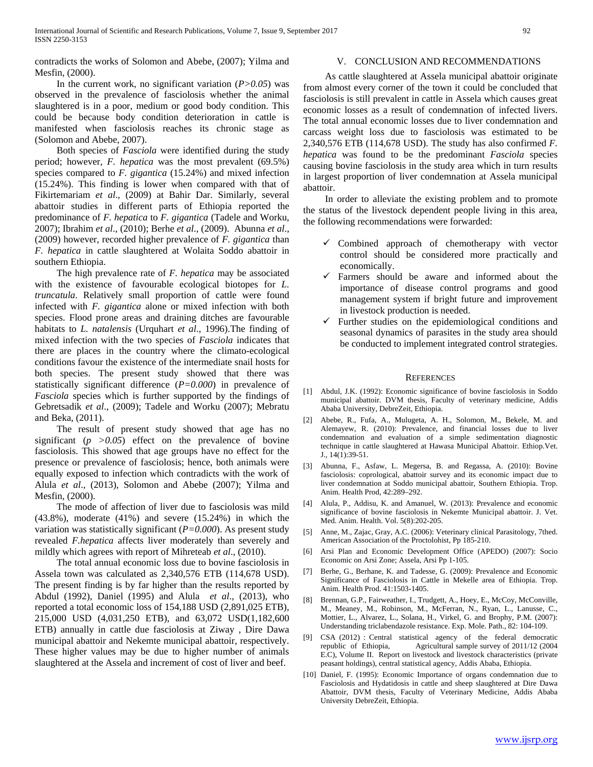contradicts the works of Solomon and Abebe, (2007); Yilma and Mesfin, (2000).

In the current work, no significant variation (*P>0.05*) was observed in the prevalence of fasciolosis whether the animal slaughtered is in a poor, medium or good body condition. This could be because body condition deterioration in cattle is manifested when fasciolosis reaches its chronic stage as (Solomon and Abebe, 2007).

Both species of *Fasciola* were identified during the study period; however, *F. hepatica* was the most prevalent (69.5%) species compared to *F. gigantica* (15.24%) and mixed infection (15.24%). This finding is lower when compared with that of Fikirtemariam *et al*., (2009) at Bahir Dar. Similarly, several abattoir studies in different parts of Ethiopia reported the predominance of *F. hepatica* to *F. gigantica* (Tadele and Worku, 2007); Ibrahim *et al*., (2010); Berhe *et al*., (2009). Abunna *et al*., (2009) however, recorded higher prevalence of *F. gigantica* than *F. hepatica* in cattle slaughtered at Wolaita Soddo abattoir in southern Ethiopia.

The high prevalence rate of *F. hepatica* may be associated with the existence of favourable ecological biotopes for *L. truncatula*. Relatively small proportion of cattle were found infected with *F. gigantica* alone or mixed infection with both species. Flood prone areas and draining ditches are favourable habitats to *L. natalensis* (Urquhart *et al*., 1996).The finding of mixed infection with the two species of *Fasciola* indicates that there are places in the country where the climato-ecological conditions favour the existence of the intermediate snail hosts for both species. The present study showed that there was statistically significant difference (*P=0.000*) in prevalence of *Fasciola* species which is further supported by the findings of Gebretsadik *et al*., (2009); Tadele and Worku (2007); Mebratu and Beka, (2011).

The result of present study showed that age has no significant (*p >0.05*) effect on the prevalence of bovine fasciolosis. This showed that age groups have no effect for the presence or prevalence of fasciolosis; hence, both animals were equally exposed to infection which contradicts with the work of Alula *et al*., (2013), Solomon and Abebe (2007); Yilma and Mesfin, (2000).

The mode of affection of liver due to fasciolosis was mild (43.8%), moderate (41%) and severe (15.24%) in which the variation was statistically significant (*P=0.000*). As present study revealed *F.hepatica* affects liver moderately than severely and mildly which agrees with report of Mihreteab *et al*., (2010).

The total annual economic loss due to bovine fasciolosis in Assela town was calculated as 2,340,576 ETB (114,678 USD). The present finding is by far higher than the results reported by Abdul (1992), Daniel (1995) and Alula *et al*., (2013), who reported a total economic loss of 154,188 USD (2,891,025 ETB), 215,000 USD (4,031,250 ETB), and 63,072 USD(1,182,600 ETB) annually in cattle due fasciolosis at Ziway , Dire Dawa municipal abattoir and Nekemte municipal abattoir, respectively. These higher values may be due to higher number of animals slaughtered at the Assela and increment of cost of liver and beef.

## V. Conclusion and Recommendations

As cattle slaughtered at Assela municipal abattoir originate from almost every corner of the town it could be concluded that fasciolosis is still prevalent in cattle in Assela which causes great economic losses as a result of condemnation of infected livers. The total annual economic losses due to liver condemnation and carcass weight loss due to fasciolosis was estimated to be 2,340,576 ETB (114,678 USD). The study has also confirmed *F. hepatica* was found to be the predominant *Fasciola* species causing bovine fasciolosis in the study area which in turn results in largest proportion of liver condemnation at Assela municipal abattoir.

In order to alleviate the existing problem and to promote the status of the livestock dependent people living in this area, the following recommendations were forwarded:

- ✓ Combined approach of chemotherapy with vector control should be considered more practically and economically.
- ✓ Farmers should be aware and informed about the importance of disease control programs and good management system if bright future and improvement in livestock production is needed.
- ✓ Further studies on the epidemiological conditions and seasonal dynamics of parasites in the study area should be conducted to implement integrated control strategies.

## References

[1] Abdul, J.K. (1992): Economic significance of bovine fasciolosis in Soddo municipal abattoir. DVM thesis, Faculty of veterinary medicine, Addis Ababa University, DebreZeit, Ethiopia.

[2] Abebe, R., Fufa, A., Mulugeta, A. H., Solomon, M., Bekele, M. and Alemayew, R. (2010): Prevalence, and financial losses due to liver condemnation and evaluation of a simple sedimentation diagnostic technique in cattle slaughtered at Hawasa Municipal Abattoir. Ethiop.Vet. J., 14(1):39-51.

[3] Abunna, F., Asfaw, L. Megersa, B. and Regassa, A. (2010): Bovine fasciolosis: coprological, abattoir survey and its economic impact due to liver condemnation at Soddo municipal abattoir, Southern Ethiopia. Trop. Anim. Health Prod, 42:289–292.

[4] Alula, P., Addisu, K. and Amanuel, W. (2013): Prevalence and economic significance of bovine fasciolosis in Nekemte Municipal abattoir. J. Vet. Med. Anim. Health. Vol. 5(8):202-205.

[5] Anne, M., Zajac, Gray, A.C. (2006): Veterinary clinical Parasitology, 7thed. American Association of the Proctolohist, Pp 185-210.

[6] Arsi Plan and Economic Development Office (APEDO) (2007): Socio Economic on Arsi Zone; Assela, Arsi Pp 1-105.

[7] Berhe, G., Berhane, K. and Tadesse, G. (2009): Prevalence and Economic Significance of Fasciolosis in Cattle in Mekelle area of Ethiopia. Trop. Anim. Health Prod. 41:1503-1405.

[8] Brennan, G.P., Fairweather, I., Trudgett, A., Hoey, E., McCoy, McConville, M., Meaney, M., Robinson, M., McFerran, N., Ryan, L., Lanusse, C., Mottier, L., Alvarez, L., Solana, H., Virkel, G. and Brophy, P.M. (2007): Understanding triclabendazole resistance. Exp. Mole. Path., 82: 104-109.

[9] CSA (2012) : Central statistical agency of the federal democratic republic of Ethiopia, Agricultural sample survey of 2011/12 (2004 E.C), Volume II. Report on livestock and livestock characteristics (private peasant holdings), central statistical agency, Addis Ababa, Ethiopia.

[10] Daniel, F. (1995): Economic Importance of organs condemnation due to Fasciolosis and Hydatidosis in cattle and sheep slaughtered at Dire Dawa Abattoir, DVM thesis, Faculty of Veterinary Medicine, Addis Ababa University DebreZeit, Ethiopia.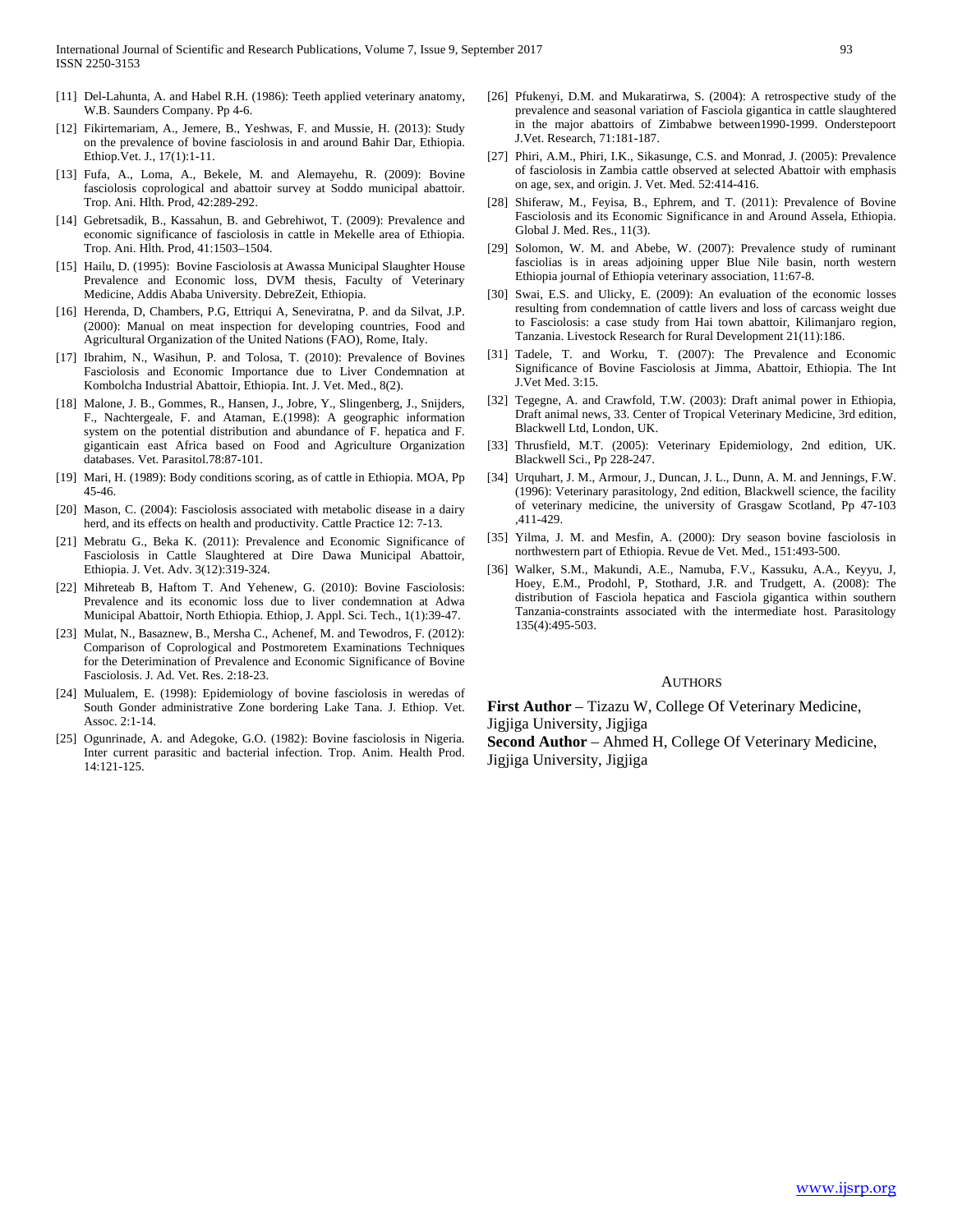[11] Del-Lahunta, A. and Habel R.H. (1986): Teeth applied veterinary anatomy, W.B. Saunders Company. Pp 4-6.

[12] Fikirtemariam, A., Jemere, B., Yeshwas, F. and Mussie, H. (2013): Study on the prevalence of bovine fasciolosis in and around Bahir Dar, Ethiopia. Ethiop.Vet. J., 17(1):1-11.

[13] Fufa, A., Loma, A., Bekele, M. and Alemayehu, R. (2009): Bovine fasciolosis coprological and abattoir survey at Soddo municipal abattoir. Trop. Ani. Hlth. Prod, 42:289-292.

[14] Gebretsadik, B., Kassahun, B. and Gebrehiwot, T. (2009): Prevalence and economic significance of fasciolosis in cattle in Mekelle area of Ethiopia. Trop. Ani. Hlth. Prod, 41:1503–1504.

[15] Hailu, D. (1995): Bovine Fasciolosis at Awassa Municipal Slaughter House Prevalence and Economic loss, DVM thesis, Faculty of Veterinary Medicine, Addis Ababa University. DebreZeit, Ethiopia.

[16] Herenda, D, Chambers, P.G, Ettriqui A, Seneviratna, P. and da Silvat, J.P. (2000): Manual on meat inspection for developing countries, Food and Agricultural Organization of the United Nations (FAO), Rome, Italy.

[17] Ibrahim, N., Wasihun, P. and Tolosa, T. (2010): Prevalence of Bovines Fasciolosis and Economic Importance due to Liver Condemnation at Kombolcha Industrial Abattoir, Ethiopia. Int. J. Vet. Med., 8(2).

[18] Malone, J. B., Gommes, R., Hansen, J., Jobre, Y., Slingenberg, J., Snijders, F., Nachtergeale, F. and Ataman, E.(1998): A geographic information system on the potential distribution and abundance of F. hepatica and F. giganticain east Africa based on Food and Agriculture Organization databases. Vet. Parasitol.78:87-101.

[19] Mari, H. (1989): Body conditions scoring, as of cattle in Ethiopia. MOA, Pp 45-46.

[20] Mason, C. (2004): Fasciolosis associated with metabolic disease in a dairy herd, and its effects on health and productivity. Cattle Practice 12: 7-13.

[21] Mebratu G., Beka K. (2011): Prevalence and Economic Significance of Fasciolosis in Cattle Slaughtered at Dire Dawa Municipal Abattoir, Ethiopia. J. Vet. Adv. 3(12):319-324.

[22] Mihreteab B, Haftom T. And Yehenew, G. (2010): Bovine Fasciolosis: Prevalence and its economic loss due to liver condemnation at Adwa Municipal Abattoir, North Ethiopia. Ethiop, J. Appl. Sci. Tech., 1(1):39-47.

[23] Mulat, N., Basaznew, B., Mersha C., Achenef, M. and Tewodros, F. (2012): Comparison of Coprological and Postmoretem Examinations Techniques for the Deterimination of Prevalence and Economic Significance of Bovine Fasciolosis. J. Ad. Vet. Res. 2:18-23.

[24] Mulualem, E. (1998): Epidemiology of bovine fasciolosis in weredas of South Gonder administrative Zone bordering Lake Tana. J. Ethiop. Vet. Assoc. 2:1-14.

[25] Ogunrinade, A. and Adegoke, G.O. (1982): Bovine fasciolosis in Nigeria. Inter current parasitic and bacterial infection. Trop. Anim. Health Prod. 14:121-125.

[26] Pfukenyi, D.M. and Mukaratirwa, S. (2004): A retrospective study of the prevalence and seasonal variation of Fasciola gigantica in cattle slaughtered in the major abattoirs of Zimbabwe between1990-1999. Onderstepoort J.Vet. Research, 71:181-187.

[27] Phiri, A.M., Phiri, I.K., Sikasunge, C.S. and Monrad, J. (2005): Prevalence of fasciolosis in Zambia cattle observed at selected Abattoir with emphasis on age, sex, and origin. J. Vet. Med. 52:414-416.

[28] Shiferaw, M., Feyisa, B., Ephrem, and T. (2011): Prevalence of Bovine Fasciolosis and its Economic Significance in and Around Assela, Ethiopia. Global J. Med. Res., 11(3).

[29] Solomon, W. M. and Abebe, W. (2007): Prevalence study of ruminant fasciolias is in areas adjoining upper Blue Nile basin, north western Ethiopia journal of Ethiopia veterinary association, 11:67-8.

[30] Swai, E.S. and Ulicky, E. (2009): An evaluation of the economic losses resulting from condemnation of cattle livers and loss of carcass weight due to Fasciolosis: a case study from Hai town abattoir, Kilimanjaro region, Tanzania. Livestock Research for Rural Development 21(11):186.

[31] Tadele, T. and Worku, T. (2007): The Prevalence and Economic Significance of Bovine Fasciolosis at Jimma, Abattoir, Ethiopia. The Int J.Vet Med. 3:15.

[32] Tegegne, A. and Crawfold, T.W. (2003): Draft animal power in Ethiopia, Draft animal news, 33. Center of Tropical Veterinary Medicine, 3rd edition, Blackwell Ltd, London, UK.

[33] Thrusfield, M.T. (2005): Veterinary Epidemiology, 2nd edition, UK. Blackwell Sci., Pp 228-247.

[34] Urquhart, J. M., Armour, J., Duncan, J. L., Dunn, A. M. and Jennings, F.W. (1996): Veterinary parasitology, 2nd edition, Blackwell science, the facility of veterinary medicine, the university of Grasgaw Scotland, Pp 47-103 ,411-429.

[35] Yilma, J. M. and Mesfin, A. (2000): Dry season bovine fasciolosis in northwestern part of Ethiopia. Revue de Vet. Med., 151:493-500.

[36] Walker, S.M., Makundi, A.E., Namuba, F.V., Kassuku, A.A., Keyyu, J, Hoey, E.M., Prodohl, P, Stothard, J.R. and Trudgett, A. (2008): The distribution of Fasciola hepatica and Fasciola gigantica within southern Tanzania-constraints associated with the intermediate host. Parasitology 135(4):495-503.

## AUTHORS

**First Author** – Tizazu W, College Of Veterinary Medicine, Jigjiga University, Jigjiga

**Second Author** – Ahmed H, College Of Veterinary Medicine, Jigjiga University, Jigjiga